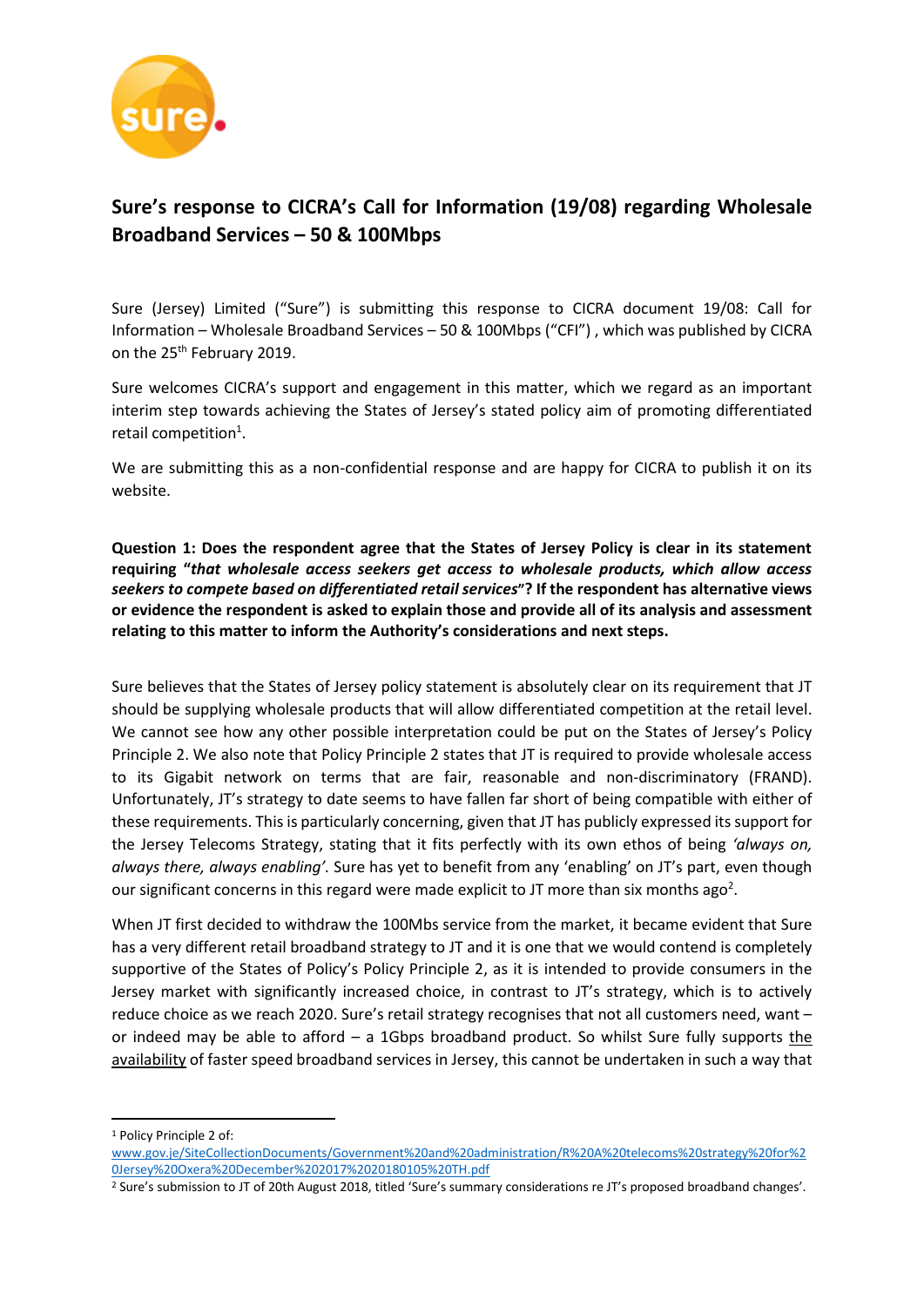# Sure's response to CICRA's Call for Information (19/08) regarding Wholesale Broadband Services – 50 & 100Mbps

Sure (Jersey) Limited ("Sure") is submitting this response to CICRA document 19/08: Call for Information – Wholesale Broadband Services – 50 & 100Mbps ("CFI") , which was published by CICRA on the 25th February 2019.

Sure welcomes CICRA's support and engagement in this matter, which we regard as an important interim step towards achieving the States of Jersey's stated policy aim of promoting differentiated retail competition[1].

We are submitting this as a non-confidential response and are happy for CICRA to publish it on its website.

**Question 1: Does the respondent agree that the States of Jersey Policy is clear in its statement requiring "*that wholesale access seekers get access to wholesale products, which allow access seekers to compete based on differentiated retail services*"? If the respondent has alternative views or evidence the respondent is asked to explain those and provide all of its analysis and assessment relating to this matter to inform the Authority's considerations and next steps.**

Sure believes that the States of Jersey policy statement is absolutely clear on its requirement that JT should be supplying wholesale products that will allow differentiated competition at the retail level. We cannot see how any other possible interpretation could be put on the States of Jersey's Policy Principle 2. We also note that Policy Principle 2 states that JT is required to provide wholesale access to its Gigabit network on terms that are fair, reasonable and non-discriminatory (FRAND). Unfortunately, JT's strategy to date seems to have fallen far short of being compatible with either of these requirements. This is particularly concerning, given that JT has publicly expressed its support for the Jersey Telecoms Strategy, stating that it fits perfectly with its own ethos of being *'always on, always there, always enabling'*. Sure has yet to benefit from any 'enabling' on JT's part, even though our significant concerns in this regard were made explicit to JT more than six months ago[2].

When JT first decided to withdraw the 100Mbs service from the market, it became evident that Sure has a very different retail broadband strategy to JT and it is one that we would contend is completely supportive of the States of Policy's Policy Principle 2, as it is intended to provide consumers in the Jersey market with significantly increased choice, in contrast to JT's strategy, which is to actively reduce choice as we reach 2020. Sure's retail strategy recognises that not all customers need, want – or indeed may be able to afford – a 1Gbps broadband product. So whilst Sure fully supports the availability of faster speed broadband services in Jersey, this cannot be undertaken in such a way that

---

[1] Policy Principle 2 of: www.gov.je/SiteCollectionDocuments/Government%20and%20administration/R%20A%20telecoms%20strategy%20for%20Jersey%20Oxera%20December%202017%2020180105%20TH.pdf

[2] Sure's submission to JT of 20th August 2018, titled 'Sure's summary considerations re JT's proposed broadband changes'.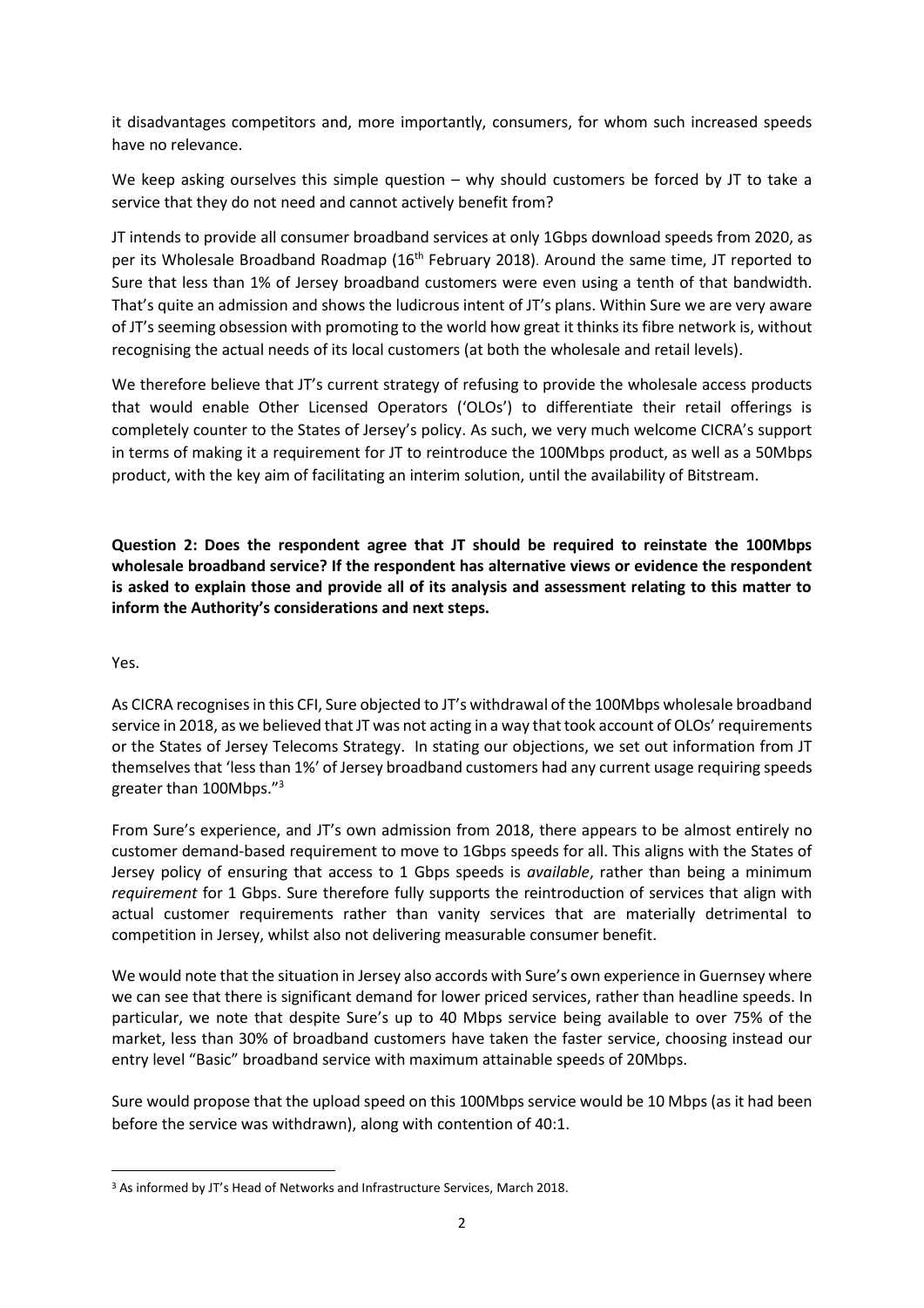it disadvantages competitors and, more importantly, consumers, for whom such increased speeds have no relevance.

We keep asking ourselves this simple question – why should customers be forced by JT to take a service that they do not need and cannot actively benefit from?

JT intends to provide all consumer broadband services at only 1Gbps download speeds from 2020, as per its Wholesale Broadband Roadmap (16th February 2018). Around the same time, JT reported to Sure that less than 1% of Jersey broadband customers were even using a tenth of that bandwidth. That's quite an admission and shows the ludicrous intent of JT's plans. Within Sure we are very aware of JT's seeming obsession with promoting to the world how great it thinks its fibre network is, without recognising the actual needs of its local customers (at both the wholesale and retail levels).

We therefore believe that JT's current strategy of refusing to provide the wholesale access products that would enable Other Licensed Operators ('OLOs') to differentiate their retail offerings is completely counter to the States of Jersey's policy. As such, we very much welcome CICRA's support in terms of making it a requirement for JT to reintroduce the 100Mbps product, as well as a 50Mbps product, with the key aim of facilitating an interim solution, until the availability of Bitstream.

**Question 2: Does the respondent agree that JT should be required to reinstate the 100Mbps wholesale broadband service? If the respondent has alternative views or evidence the respondent is asked to explain those and provide all of its analysis and assessment relating to this matter to inform the Authority's considerations and next steps.**

Yes.

As CICRA recognises in this CFI, Sure objected to JT's withdrawal of the 100Mbps wholesale broadband service in 2018, as we believed that JT was not acting in a way that took account of OLOs' requirements or the States of Jersey Telecoms Strategy. In stating our objections, we set out information from JT themselves that 'less than 1%' of Jersey broadband customers had any current usage requiring speeds greater than 100Mbps."[3]

From Sure's experience, and JT's own admission from 2018, there appears to be almost entirely no customer demand-based requirement to move to 1Gbps speeds for all. This aligns with the States of Jersey policy of ensuring that access to 1 Gbps speeds is *available*, rather than being a minimum *requirement* for 1 Gbps. Sure therefore fully supports the reintroduction of services that align with actual customer requirements rather than vanity services that are materially detrimental to competition in Jersey, whilst also not delivering measurable consumer benefit.

We would note that the situation in Jersey also accords with Sure's own experience in Guernsey where we can see that there is significant demand for lower priced services, rather than headline speeds. In particular, we note that despite Sure's up to 40 Mbps service being available to over 75% of the market, less than 30% of broadband customers have taken the faster service, choosing instead our entry level "Basic" broadband service with maximum attainable speeds of 20Mbps.

Sure would propose that the upload speed on this 100Mbps service would be 10 Mbps (as it had been before the service was withdrawn), along with contention of 40:1.

[3] As informed by JT's Head of Networks and Infrastructure Services, March 2018.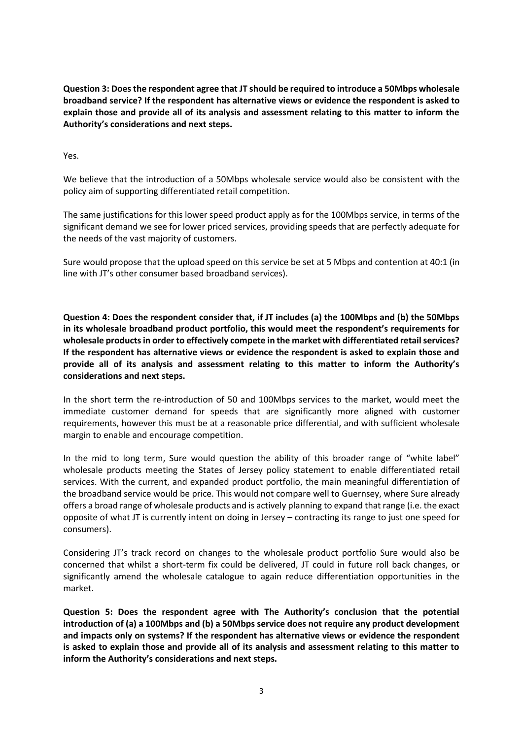**Question 3: Does the respondent agree that JT should be required to introduce a 50Mbps wholesale broadband service? If the respondent has alternative views or evidence the respondent is asked to explain those and provide all of its analysis and assessment relating to this matter to inform the Authority's considerations and next steps.**

Yes.

We believe that the introduction of a 50Mbps wholesale service would also be consistent with the policy aim of supporting differentiated retail competition.

The same justifications for this lower speed product apply as for the 100Mbps service, in terms of the significant demand we see for lower priced services, providing speeds that are perfectly adequate for the needs of the vast majority of customers.

Sure would propose that the upload speed on this service be set at 5 Mbps and contention at 40:1 (in line with JT's other consumer based broadband services).

**Question 4: Does the respondent consider that, if JT includes (a) the 100Mbps and (b) the 50Mbps in its wholesale broadband product portfolio, this would meet the respondent's requirements for wholesale products in order to effectively compete in the market with differentiated retail services? If the respondent has alternative views or evidence the respondent is asked to explain those and provide all of its analysis and assessment relating to this matter to inform the Authority's considerations and next steps.**

In the short term the re-introduction of 50 and 100Mbps services to the market, would meet the immediate customer demand for speeds that are significantly more aligned with customer requirements, however this must be at a reasonable price differential, and with sufficient wholesale margin to enable and encourage competition.

In the mid to long term, Sure would question the ability of this broader range of "white label" wholesale products meeting the States of Jersey policy statement to enable differentiated retail services. With the current, and expanded product portfolio, the main meaningful differentiation of the broadband service would be price. This would not compare well to Guernsey, where Sure already offers a broad range of wholesale products and is actively planning to expand that range (i.e. the exact opposite of what JT is currently intent on doing in Jersey – contracting its range to just one speed for consumers).

Considering JT's track record on changes to the wholesale product portfolio Sure would also be concerned that whilst a short-term fix could be delivered, JT could in future roll back changes, or significantly amend the wholesale catalogue to again reduce differentiation opportunities in the market.

**Question 5: Does the respondent agree with The Authority's conclusion that the potential introduction of (a) a 100Mbps and (b) a 50Mbps service does not require any product development and impacts only on systems? If the respondent has alternative views or evidence the respondent is asked to explain those and provide all of its analysis and assessment relating to this matter to inform the Authority's considerations and next steps.**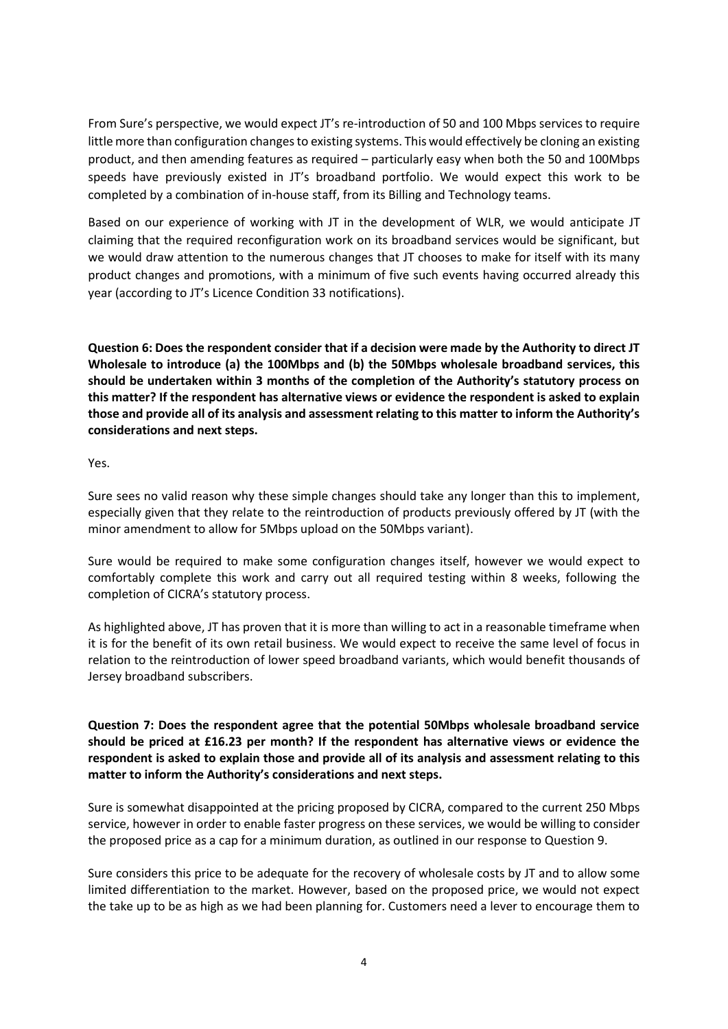From Sure's perspective, we would expect JT's re-introduction of 50 and 100 Mbps services to require little more than configuration changes to existing systems. This would effectively be cloning an existing product, and then amending features as required – particularly easy when both the 50 and 100Mbps speeds have previously existed in JT's broadband portfolio. We would expect this work to be completed by a combination of in-house staff, from its Billing and Technology teams.

Based on our experience of working with JT in the development of WLR, we would anticipate JT claiming that the required reconfiguration work on its broadband services would be significant, but we would draw attention to the numerous changes that JT chooses to make for itself with its many product changes and promotions, with a minimum of five such events having occurred already this year (according to JT's Licence Condition 33 notifications).

**Question 6: Does the respondent consider that if a decision were made by the Authority to direct JT Wholesale to introduce (a) the 100Mbps and (b) the 50Mbps wholesale broadband services, this should be undertaken within 3 months of the completion of the Authority's statutory process on this matter? If the respondent has alternative views or evidence the respondent is asked to explain those and provide all of its analysis and assessment relating to this matter to inform the Authority's considerations and next steps.**

Yes.

Sure sees no valid reason why these simple changes should take any longer than this to implement, especially given that they relate to the reintroduction of products previously offered by JT (with the minor amendment to allow for 5Mbps upload on the 50Mbps variant).

Sure would be required to make some configuration changes itself, however we would expect to comfortably complete this work and carry out all required testing within 8 weeks, following the completion of CICRA's statutory process.

As highlighted above, JT has proven that it is more than willing to act in a reasonable timeframe when it is for the benefit of its own retail business. We would expect to receive the same level of focus in relation to the reintroduction of lower speed broadband variants, which would benefit thousands of Jersey broadband subscribers.

**Question 7: Does the respondent agree that the potential 50Mbps wholesale broadband service should be priced at £16.23 per month? If the respondent has alternative views or evidence the respondent is asked to explain those and provide all of its analysis and assessment relating to this matter to inform the Authority's considerations and next steps.**

Sure is somewhat disappointed at the pricing proposed by CICRA, compared to the current 250 Mbps service, however in order to enable faster progress on these services, we would be willing to consider the proposed price as a cap for a minimum duration, as outlined in our response to Question 9.

Sure considers this price to be adequate for the recovery of wholesale costs by JT and to allow some limited differentiation to the market. However, based on the proposed price, we would not expect the take up to be as high as we had been planning for. Customers need a lever to encourage them to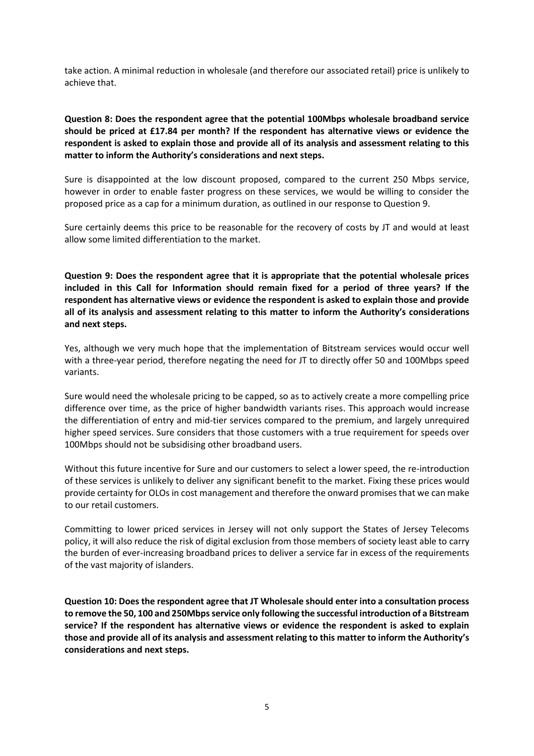take action. A minimal reduction in wholesale (and therefore our associated retail) price is unlikely to achieve that.

**Question 8: Does the respondent agree that the potential 100Mbps wholesale broadband service should be priced at £17.84 per month? If the respondent has alternative views or evidence the respondent is asked to explain those and provide all of its analysis and assessment relating to this matter to inform the Authority's considerations and next steps.**

Sure is disappointed at the low discount proposed, compared to the current 250 Mbps service, however in order to enable faster progress on these services, we would be willing to consider the proposed price as a cap for a minimum duration, as outlined in our response to Question 9.

Sure certainly deems this price to be reasonable for the recovery of costs by JT and would at least allow some limited differentiation to the market.

**Question 9: Does the respondent agree that it is appropriate that the potential wholesale prices included in this Call for Information should remain fixed for a period of three years? If the respondent has alternative views or evidence the respondent is asked to explain those and provide all of its analysis and assessment relating to this matter to inform the Authority's considerations and next steps.**

Yes, although we very much hope that the implementation of Bitstream services would occur well with a three-year period, therefore negating the need for JT to directly offer 50 and 100Mbps speed variants.

Sure would need the wholesale pricing to be capped, so as to actively create a more compelling price difference over time, as the price of higher bandwidth variants rises. This approach would increase the differentiation of entry and mid-tier services compared to the premium, and largely unrequired higher speed services. Sure considers that those customers with a true requirement for speeds over 100Mbps should not be subsidising other broadband users.

Without this future incentive for Sure and our customers to select a lower speed, the re-introduction of these services is unlikely to deliver any significant benefit to the market. Fixing these prices would provide certainty for OLOs in cost management and therefore the onward promises that we can make to our retail customers.

Committing to lower priced services in Jersey will not only support the States of Jersey Telecoms policy, it will also reduce the risk of digital exclusion from those members of society least able to carry the burden of ever-increasing broadband prices to deliver a service far in excess of the requirements of the vast majority of islanders.

**Question 10: Does the respondent agree that JT Wholesale should enter into a consultation process to remove the 50, 100 and 250Mbps service only following the successful introduction of a Bitstream service? If the respondent has alternative views or evidence the respondent is asked to explain those and provide all of its analysis and assessment relating to this matter to inform the Authority's considerations and next steps.**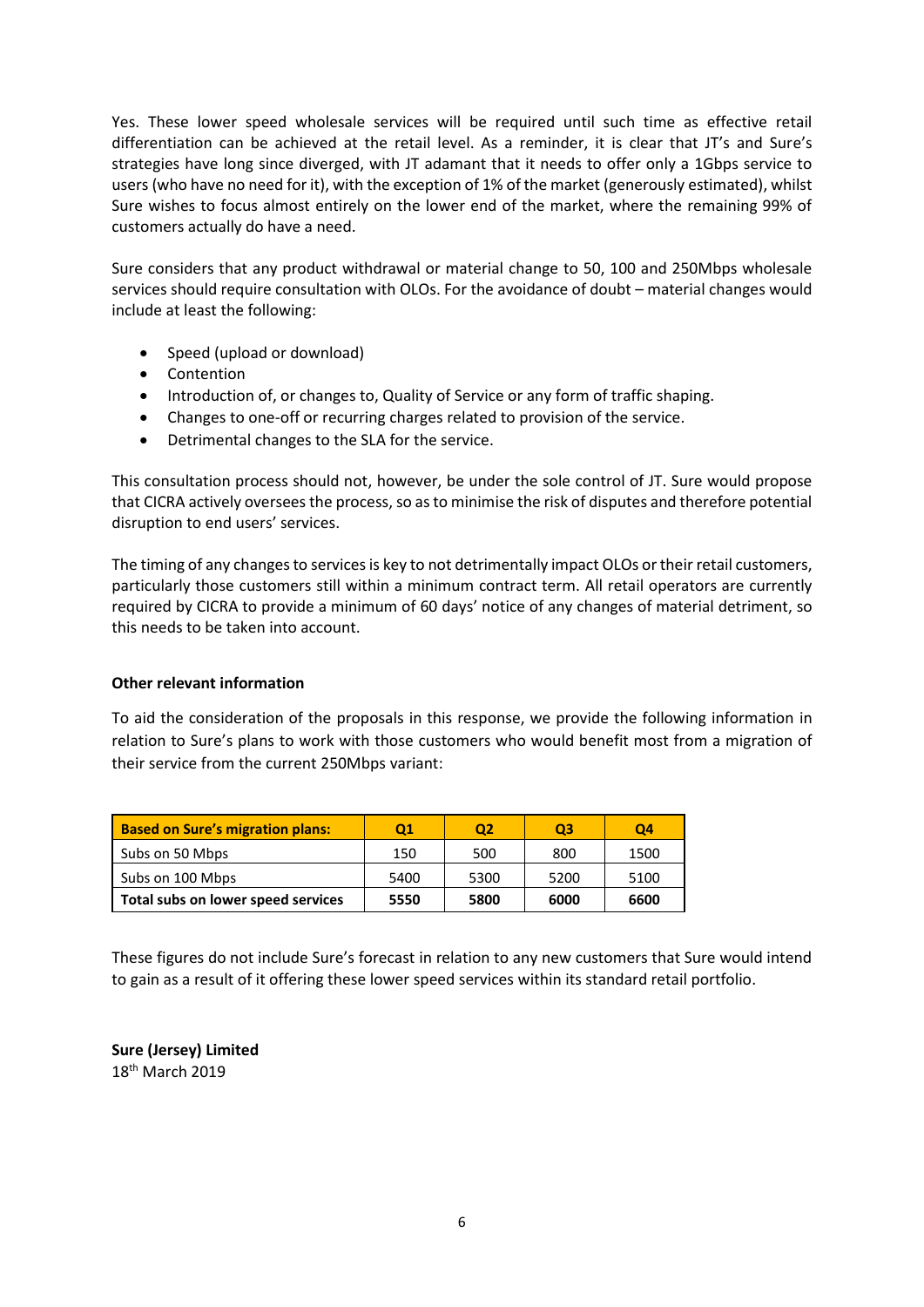Yes. These lower speed wholesale services will be required until such time as effective retail differentiation can be achieved at the retail level. As a reminder, it is clear that JT's and Sure's strategies have long since diverged, with JT adamant that it needs to offer only a 1Gbps service to users (who have no need for it), with the exception of 1% of the market (generously estimated), whilst Sure wishes to focus almost entirely on the lower end of the market, where the remaining 99% of customers actually do have a need.

Sure considers that any product withdrawal or material change to 50, 100 and 250Mbps wholesale services should require consultation with OLOs. For the avoidance of doubt – material changes would include at least the following:

- Speed (upload or download)
- Contention
- Introduction of, or changes to, Quality of Service or any form of traffic shaping.
- Changes to one-off or recurring charges related to provision of the service.
- Detrimental changes to the SLA for the service.

This consultation process should not, however, be under the sole control of JT. Sure would propose that CICRA actively oversees the process, so as to minimise the risk of disputes and therefore potential disruption to end users' services.

The timing of any changes to services is key to not detrimentally impact OLOs or their retail customers, particularly those customers still within a minimum contract term. All retail operators are currently required by CICRA to provide a minimum of 60 days' notice of any changes of material detriment, so this needs to be taken into account.

**Other relevant information**

To aid the consideration of the proposals in this response, we provide the following information in relation to Sure's plans to work with those customers who would benefit most from a migration of their service from the current 250Mbps variant:

| Based on Sure's migration plans: | Q1 | Q2 | Q3 | Q4 |
|---|---|---|---|---|
| Subs on 50 Mbps | 150 | 500 | 800 | 1500 |
| Subs on 100 Mbps | 5400 | 5300 | 5200 | 5100 |
| **Total subs on lower speed services** | **5550** | **5800** | **6000** | **6600** |

These figures do not include Sure's forecast in relation to any new customers that Sure would intend to gain as a result of it offering these lower speed services within its standard retail portfolio.

**Sure (Jersey) Limited**
18th March 2019